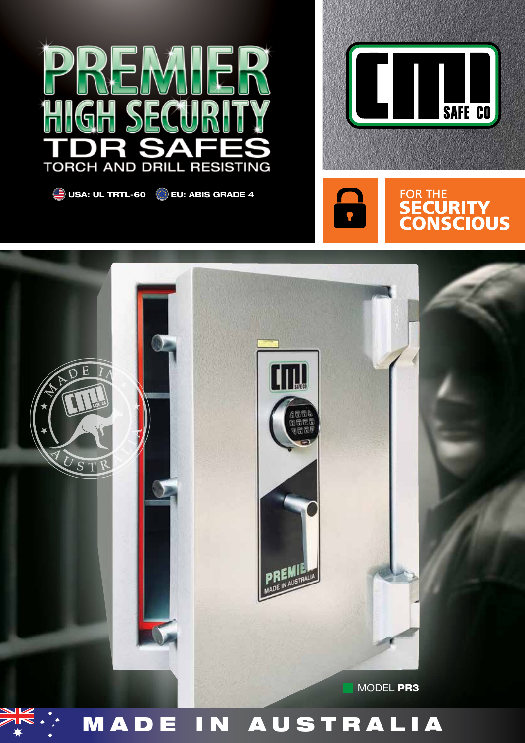# PREMIER HIGH SECURITY TDR SAFES

## TORCH AND DRILL RESISTING

USA: UL TRTL-60 EU: ABIS GRADE 4

CMI SAFE CO

FOR THE **SECURITY CONSCIOUS**

MADE IN AUSTRALIA

MODEL **PR3**

**MADE IN AUSTRALIA**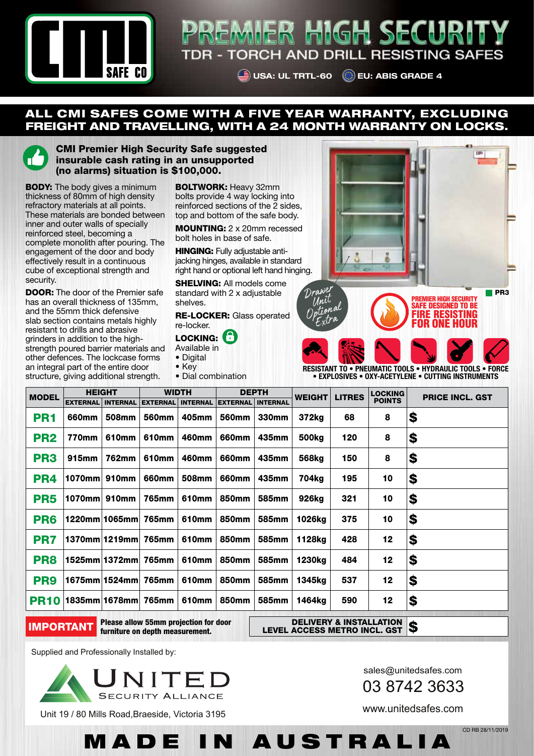# PREMIER HIGH SECURITY

## TDR - TORCH AND DRILL RESISTING SAFES

USA: UL TRTL-60 EU: ABIS GRADE 4

## ALL CMI SAFES COME WITH A FIVE YEAR WARRANTY, EXCLUDING FREIGHT AND TRAVELLING, WITH A 24 MONTH WARRANTY ON LOCKS.

**CMI Premier High Security Safe suggested insurable cash rating in an unsupported (no alarms) situation is $100,000.**

**BODY:** The body gives a minimum thickness of 80mm of high density refractory materials at all points. These materials are bonded between inner and outer walls of specially reinforced steel, becoming a complete monolith after pouring. The engagement of the door and body effectively result in a continuous cube of exceptional strength and security.

**DOOR:** The door of the Premier safe has an overall thickness of 135mm, and the 55mm thick defensive slab section contains metals highly resistant to drills and abrasive grinders in addition to the high-strength poured barrier materials and other defences. The lockcase forms an integral part of the entire door structure, giving additional strength.

**BOLTWORK:** Heavy 32mm bolts provide 4 way locking into reinforced sections of the 2 sides, top and bottom of the safe body.

**MOUNTING:** 2 x 20mm recessed bolt holes in base of safe.

**HINGING:** Fully adjustable anti-jacking hinges, available in standard right hand or optional left hand hinging.

**SHELVING:** All models come standard with 2 x adjustable shelves.

**RE-LOCKER:** Glass operated re-locker.

**LOCKING:** Available in

- Digital
- Key
- Dial combination

Drawer Unit Optional Extra

PR3

PREMIER HIGH SECURITY SAFE DESIGNED TO BE FIRE RESISTING FOR ONE HOUR

RESISTANT TO • PNEUMATIC TOOLS • HYDRAULIC TOOLS • FORCE • EXPLOSIVES • OXY-ACETYLENE • CUTTING INSTRUMENTS

| MODEL | HEIGHT | | WIDTH | | DEPTH | | WEIGHT | LITRES | LOCKING POINTS | PRICE INCL. GST |
|---|---|---|---|---|---|---|---|---|---|---|
| | EXTERNAL | INTERNAL | EXTERNAL | INTERNAL | EXTERNAL | INTERNAL | | | | |
| PR1 | 660mm | 508mm | 560mm | 405mm | 560mm | 330mm | 372kg | 68 | 8 | $ |
| PR2 | 770mm | 610mm | 610mm | 460mm | 660mm | 435mm | 500kg | 120 | 8 | $ |
| PR3 | 915mm | 762mm | 610mm | 460mm | 660mm | 435mm | 568kg | 150 | 8 | $ |
| PR4 | 1070mm | 910mm | 660mm | 508mm | 660mm | 435mm | 704kg | 195 | 10 | $ |
| PR5 | 1070mm | 910mm | 765mm | 610mm | 850mm | 585mm | 926kg | 321 | 10 | $ |
| PR6 | 1220mm | 1065mm | 765mm | 610mm | 850mm | 585mm | 1026kg | 375 | 10 | $ |
| PR7 | 1370mm | 1219mm | 765mm | 610mm | 850mm | 585mm | 1128kg | 428 | 12 | $ |
| PR8 | 1525mm | 1372mm | 765mm | 610mm | 850mm | 585mm | 1230kg | 484 | 12 | $ |
| PR9 | 1675mm | 1524mm | 765mm | 610mm | 850mm | 585mm | 1345kg | 537 | 12 | $ |
| PR10 | 1835mm | 1678mm | 765mm | 610mm | 850mm | 585mm | 1464kg | 590 | 12 | $ |

**IMPORTANT** Please allow 55mm projection for door furniture on depth measurement.

**DELIVERY & INSTALLATION LEVEL ACCESS METRO INCL. GST** $

Supplied and Professionally Installed by:

UNITED SECURITY ALLIANCE

Unit 19 / 80 Mills Road, Braeside, Victoria 3195

sales@unitedsafes.com

03 8742 3633

www.unitedsafes.com

CD RB 28/11/2019

# MADE IN AUSTRALIA